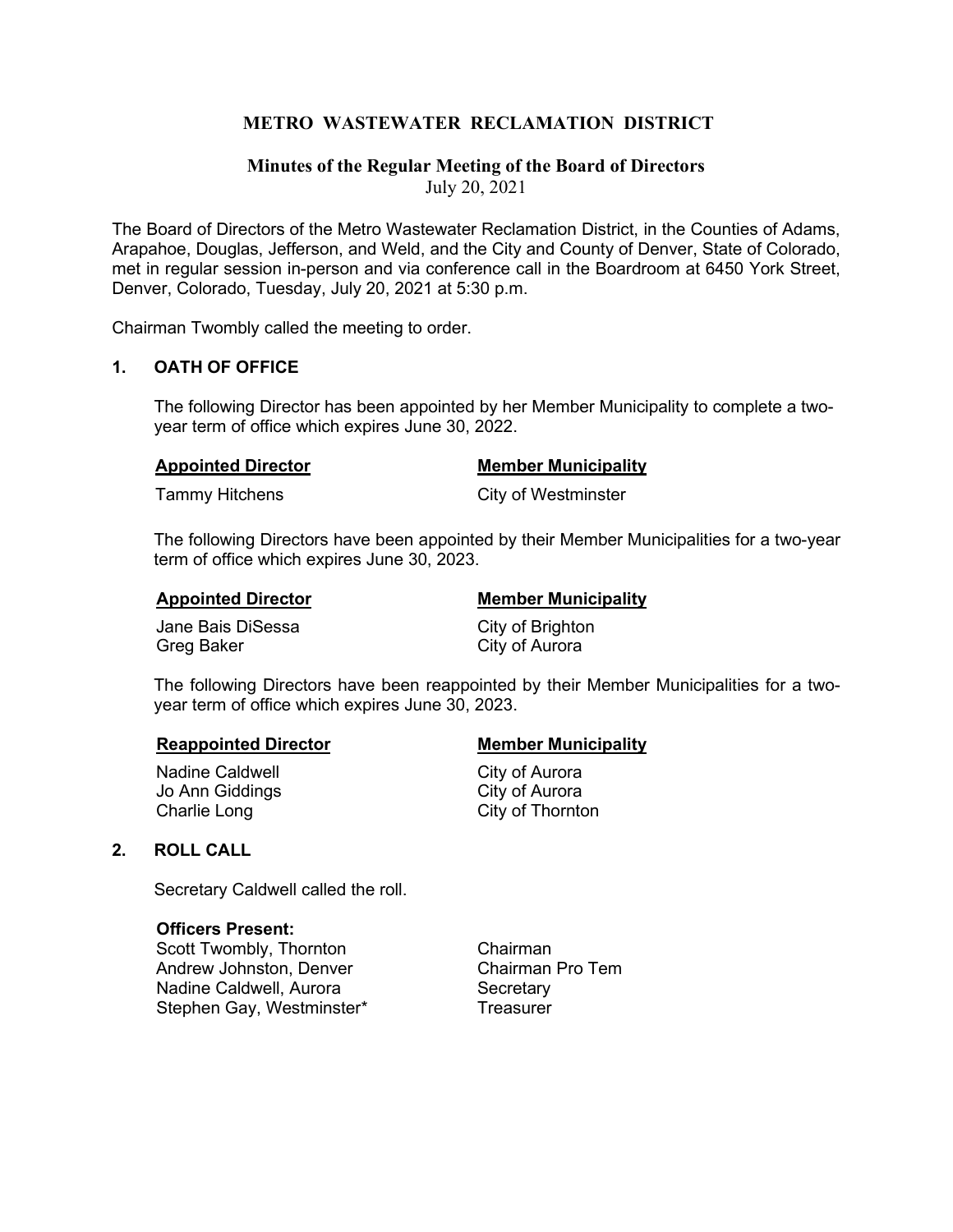# METRO WASTEWATER RECLAMATION DISTRICT

## Minutes of the Regular Meeting of the Board of Directors

July 20, 2021

The Board of Directors of the Metro Wastewater Reclamation District, in the Counties of Adams, Arapahoe, Douglas, Jefferson, and Weld, and the City and County of Denver, State of Colorado, met in regular session in-person and via conference call in the Boardroom at 6450 York Street, Denver, Colorado, Tuesday, July 20, 2021 at 5:30 p.m.

Chairman Twombly called the meeting to order.

### 1. OATH OF OFFICE

The following Director has been appointed by her Member Municipality to complete a two-year term of office which expires June 30, 2022.

| Appointed Director | Member Municipality |
|---|---|
| Tammy Hitchens | City of Westminster |

The following Directors have been appointed by their Member Municipalities for a two-year term of office which expires June 30, 2023.

| Appointed Director | Member Municipality |
|---|---|
| Jane Bais DiSessa | City of Brighton |
| Greg Baker | City of Aurora |

The following Directors have been reappointed by their Member Municipalities for a two-year term of office which expires June 30, 2023.

| Reappointed Director | Member Municipality |
|---|---|
| Nadine Caldwell | City of Aurora |
| Jo Ann Giddings | City of Aurora |
| Charlie Long | City of Thornton |

### 2. ROLL CALL

Secretary Caldwell called the roll.

**Officers Present:**

| | |
|---|---|
| Scott Twombly, Thornton | Chairman |
| Andrew Johnston, Denver | Chairman Pro Tem |
| Nadine Caldwell, Aurora | Secretary |
| Stephen Gay, Westminster* | Treasurer |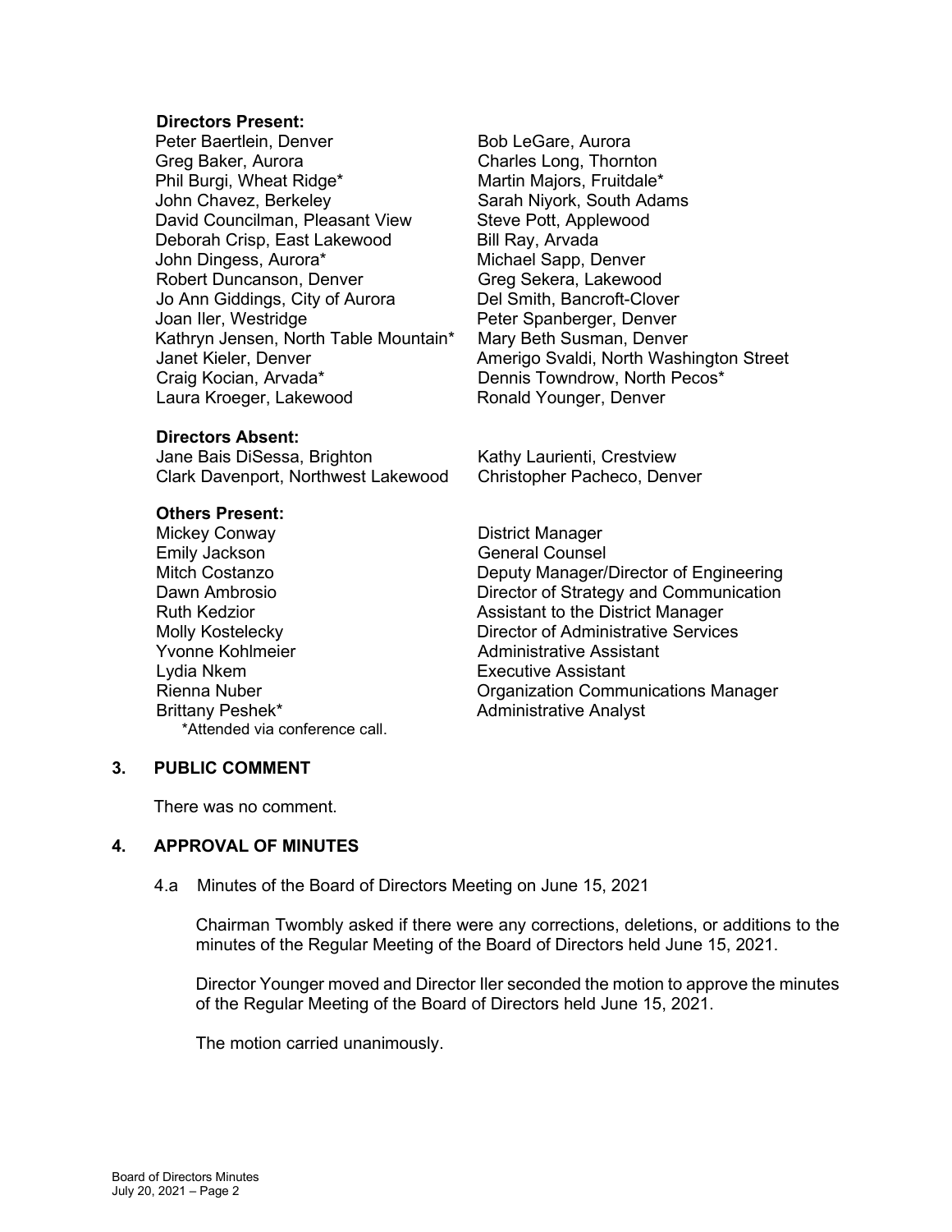**Directors Present:**

Peter Baertlein, Denver
Greg Baker, Aurora
Phil Burgi, Wheat Ridge*
John Chavez, Berkeley
David Councilman, Pleasant View
Deborah Crisp, East Lakewood
John Dingess, Aurora*
Robert Duncanson, Denver
Jo Ann Giddings, City of Aurora
Joan Iler, Westridge
Kathryn Jensen, North Table Mountain*
Janet Kieler, Denver
Craig Kocian, Arvada*
Laura Kroeger, Lakewood
Bob LeGare, Aurora
Charles Long, Thornton
Martin Majors, Fruitdale*
Sarah Niyork, South Adams
Steve Pott, Applewood
Bill Ray, Arvada
Michael Sapp, Denver
Greg Sekera, Lakewood
Del Smith, Bancroft-Clover
Peter Spanberger, Denver
Mary Beth Susman, Denver
Amerigo Svaldi, North Washington Street
Dennis Towndrow, North Pecos*
Ronald Younger, Denver

**Directors Absent:**

Jane Bais DiSessa, Brighton
Clark Davenport, Northwest Lakewood
Kathy Laurienti, Crestview
Christopher Pacheco, Denver

**Others Present:**

| Name | Title |
|---|---|
| Mickey Conway | District Manager |
| Emily Jackson | General Counsel |
| Mitch Costanzo | Deputy Manager/Director of Engineering |
| Dawn Ambrosio | Director of Strategy and Communication |
| Ruth Kedzior | Assistant to the District Manager |
| Molly Kostelecky | Director of Administrative Services |
| Yvonne Kohlmeier | Administrative Assistant |
| Lydia Nkem | Executive Assistant |
| Rienna Nuber | Organization Communications Manager |
| Brittany Peshek* | Administrative Analyst |

*Attended via conference call.

## 3. PUBLIC COMMENT

There was no comment.

## 4. APPROVAL OF MINUTES

4.a Minutes of the Board of Directors Meeting on June 15, 2021

Chairman Twombly asked if there were any corrections, deletions, or additions to the minutes of the Regular Meeting of the Board of Directors held June 15, 2021.

Director Younger moved and Director Iler seconded the motion to approve the minutes of the Regular Meeting of the Board of Directors held June 15, 2021.

The motion carried unanimously.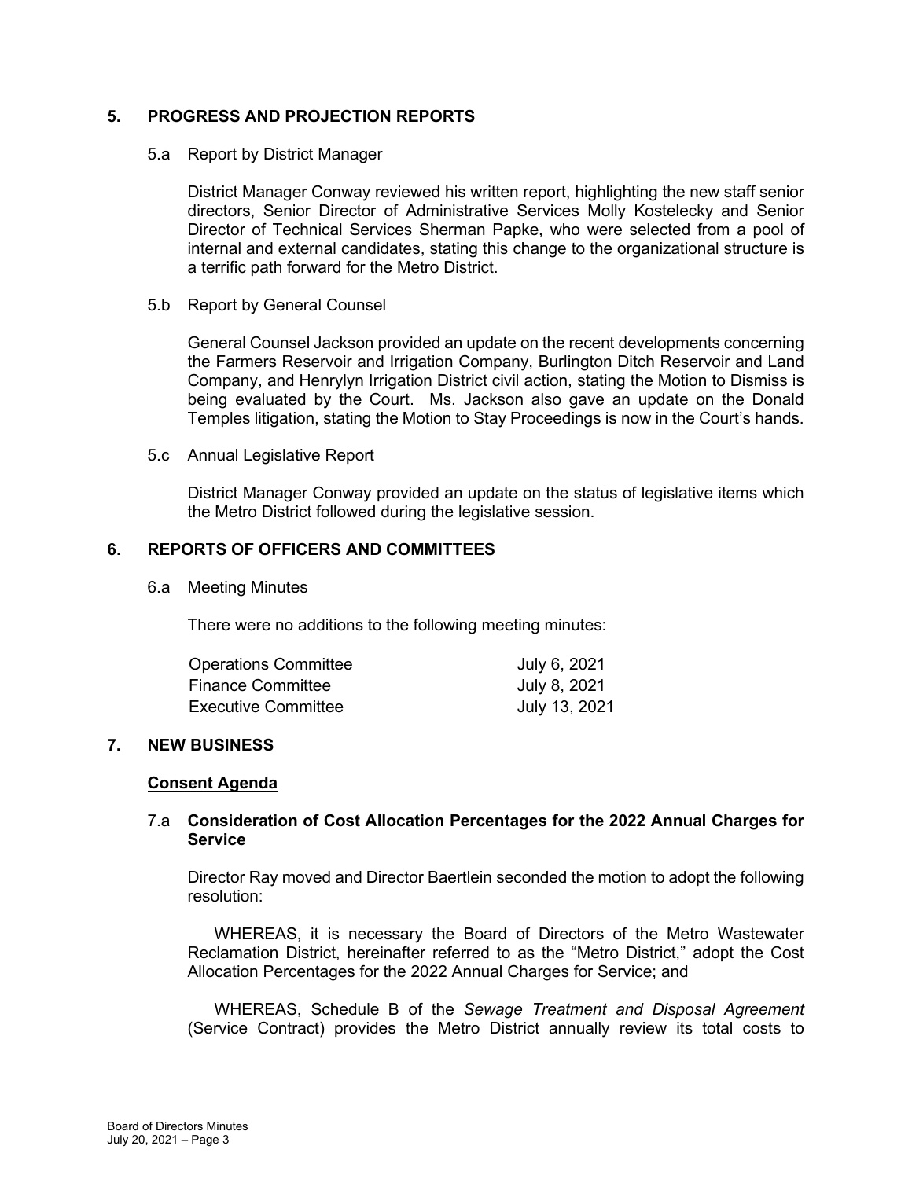## 5. PROGRESS AND PROJECTION REPORTS

### 5.a Report by District Manager

District Manager Conway reviewed his written report, highlighting the new staff senior directors, Senior Director of Administrative Services Molly Kostelecky and Senior Director of Technical Services Sherman Papke, who were selected from a pool of internal and external candidates, stating this change to the organizational structure is a terrific path forward for the Metro District.

### 5.b Report by General Counsel

General Counsel Jackson provided an update on the recent developments concerning the Farmers Reservoir and Irrigation Company, Burlington Ditch Reservoir and Land Company, and Henrylyn Irrigation District civil action, stating the Motion to Dismiss is being evaluated by the Court. Ms. Jackson also gave an update on the Donald Temples litigation, stating the Motion to Stay Proceedings is now in the Court's hands.

### 5.c Annual Legislative Report

District Manager Conway provided an update on the status of legislative items which the Metro District followed during the legislative session.

## 6. REPORTS OF OFFICERS AND COMMITTEES

### 6.a Meeting Minutes

There were no additions to the following meeting minutes:

| | |
|---|---|
| Operations Committee | July 6, 2021 |
| Finance Committee | July 8, 2021 |
| Executive Committee | July 13, 2021 |

## 7. NEW BUSINESS

**Consent Agenda**

### 7.a **Consideration of Cost Allocation Percentages for the 2022 Annual Charges for Service**

Director Ray moved and Director Baertlein seconded the motion to adopt the following resolution:

WHEREAS, it is necessary the Board of Directors of the Metro Wastewater Reclamation District, hereinafter referred to as the "Metro District," adopt the Cost Allocation Percentages for the 2022 Annual Charges for Service; and

WHEREAS, Schedule B of the *Sewage Treatment and Disposal Agreement* (Service Contract) provides the Metro District annually review its total costs to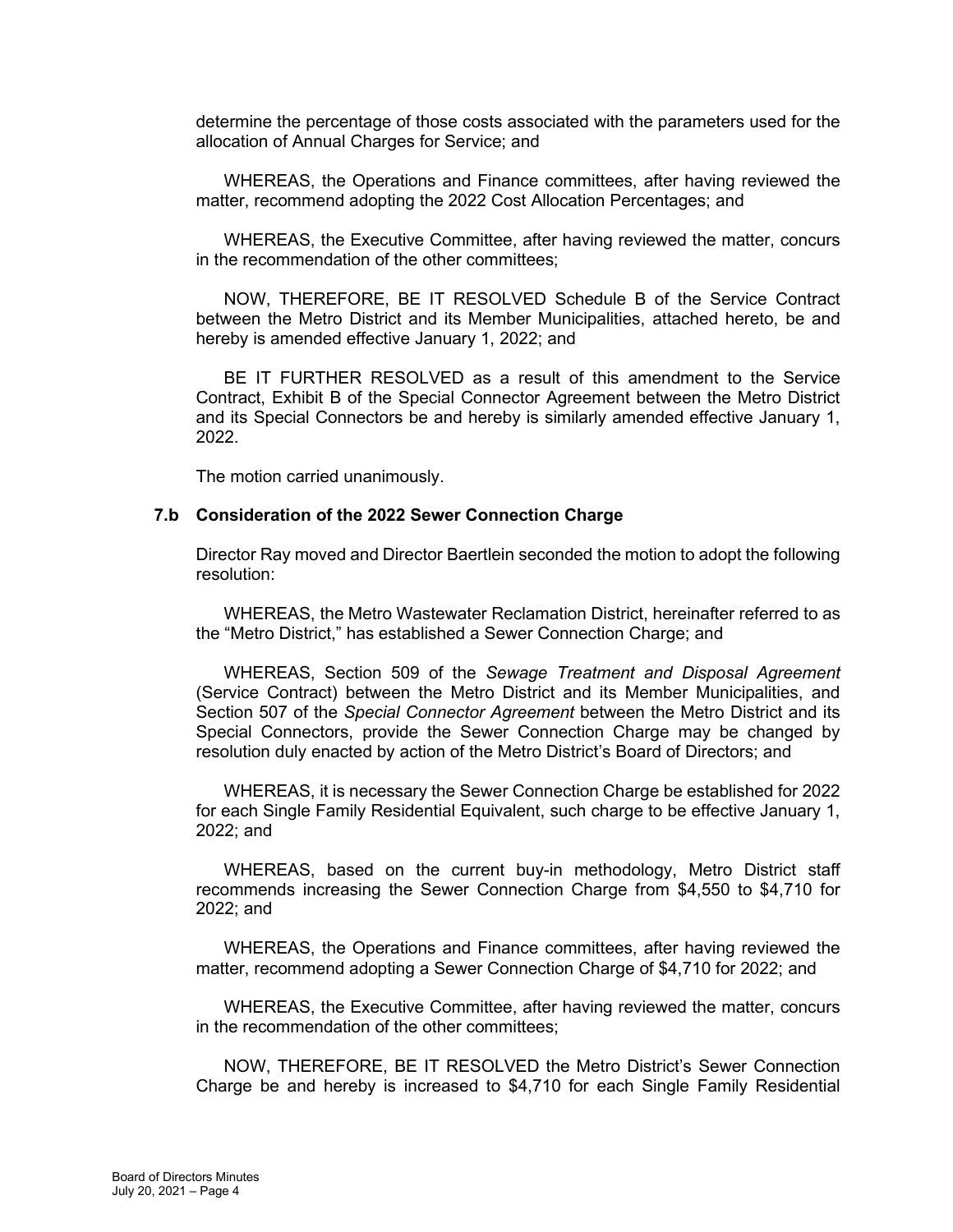determine the percentage of those costs associated with the parameters used for the allocation of Annual Charges for Service; and

WHEREAS, the Operations and Finance committees, after having reviewed the matter, recommend adopting the 2022 Cost Allocation Percentages; and

WHEREAS, the Executive Committee, after having reviewed the matter, concurs in the recommendation of the other committees;

NOW, THEREFORE, BE IT RESOLVED Schedule B of the Service Contract between the Metro District and its Member Municipalities, attached hereto, be and hereby is amended effective January 1, 2022; and

BE IT FURTHER RESOLVED as a result of this amendment to the Service Contract, Exhibit B of the Special Connector Agreement between the Metro District and its Special Connectors be and hereby is similarly amended effective January 1, 2022.

The motion carried unanimously.

### 7.b Consideration of the 2022 Sewer Connection Charge

Director Ray moved and Director Baertlein seconded the motion to adopt the following resolution:

WHEREAS, the Metro Wastewater Reclamation District, hereinafter referred to as the "Metro District," has established a Sewer Connection Charge; and

WHEREAS, Section 509 of the *Sewage Treatment and Disposal Agreement* (Service Contract) between the Metro District and its Member Municipalities, and Section 507 of the *Special Connector Agreement* between the Metro District and its Special Connectors, provide the Sewer Connection Charge may be changed by resolution duly enacted by action of the Metro District's Board of Directors; and

WHEREAS, it is necessary the Sewer Connection Charge be established for 2022 for each Single Family Residential Equivalent, such charge to be effective January 1, 2022; and

WHEREAS, based on the current buy-in methodology, Metro District staff recommends increasing the Sewer Connection Charge from $4,550 to $4,710 for 2022; and

WHEREAS, the Operations and Finance committees, after having reviewed the matter, recommend adopting a Sewer Connection Charge of $4,710 for 2022; and

WHEREAS, the Executive Committee, after having reviewed the matter, concurs in the recommendation of the other committees;

NOW, THEREFORE, BE IT RESOLVED the Metro District's Sewer Connection Charge be and hereby is increased to $4,710 for each Single Family Residential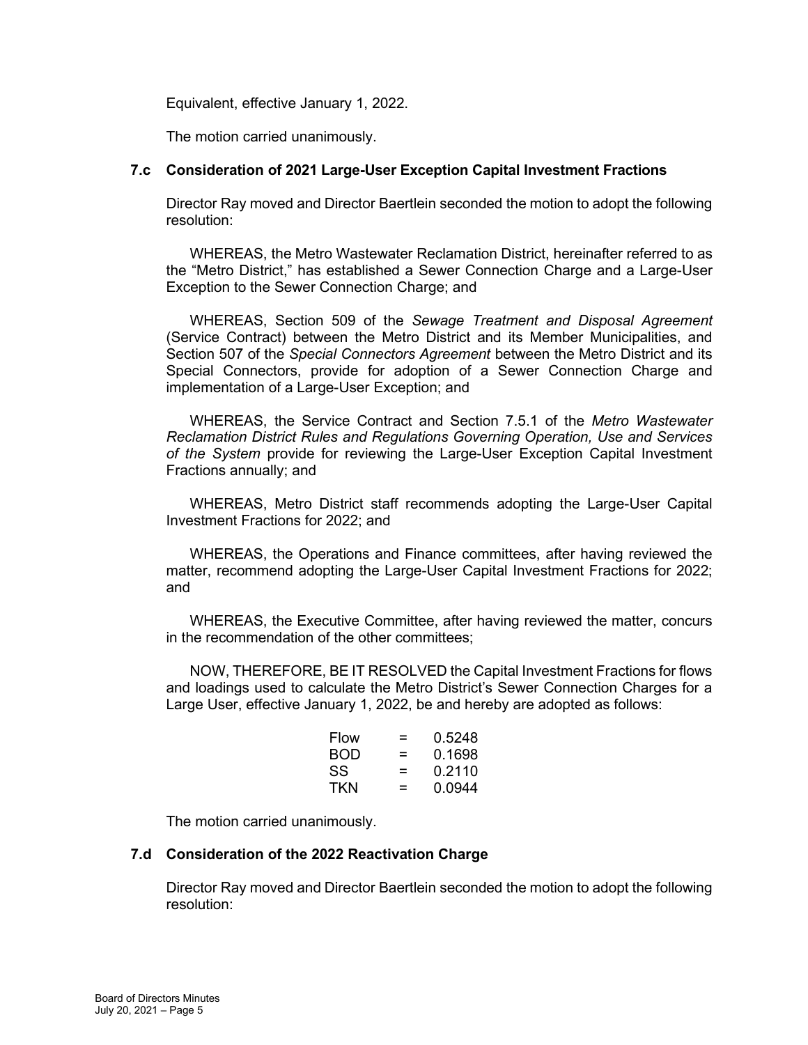Equivalent, effective January 1, 2022.

The motion carried unanimously.

### 7.c Consideration of 2021 Large-User Exception Capital Investment Fractions

Director Ray moved and Director Baertlein seconded the motion to adopt the following resolution:

WHEREAS, the Metro Wastewater Reclamation District, hereinafter referred to as the "Metro District," has established a Sewer Connection Charge and a Large-User Exception to the Sewer Connection Charge; and

WHEREAS, Section 509 of the *Sewage Treatment and Disposal Agreement* (Service Contract) between the Metro District and its Member Municipalities, and Section 507 of the *Special Connectors Agreement* between the Metro District and its Special Connectors, provide for adoption of a Sewer Connection Charge and implementation of a Large-User Exception; and

WHEREAS, the Service Contract and Section 7.5.1 of the *Metro Wastewater Reclamation District Rules and Regulations Governing Operation, Use and Services of the System* provide for reviewing the Large-User Exception Capital Investment Fractions annually; and

WHEREAS, Metro District staff recommends adopting the Large-User Capital Investment Fractions for 2022; and

WHEREAS, the Operations and Finance committees, after having reviewed the matter, recommend adopting the Large-User Capital Investment Fractions for 2022; and

WHEREAS, the Executive Committee, after having reviewed the matter, concurs in the recommendation of the other committees;

NOW, THEREFORE, BE IT RESOLVED the Capital Investment Fractions for flows and loadings used to calculate the Metro District's Sewer Connection Charges for a Large User, effective January 1, 2022, be and hereby are adopted as follows:

| | | |
|---|---|---|
| Flow | = | 0.5248 |
| BOD | = | 0.1698 |
| SS | = | 0.2110 |
| TKN | = | 0.0944 |

The motion carried unanimously.

### 7.d Consideration of the 2022 Reactivation Charge

Director Ray moved and Director Baertlein seconded the motion to adopt the following resolution: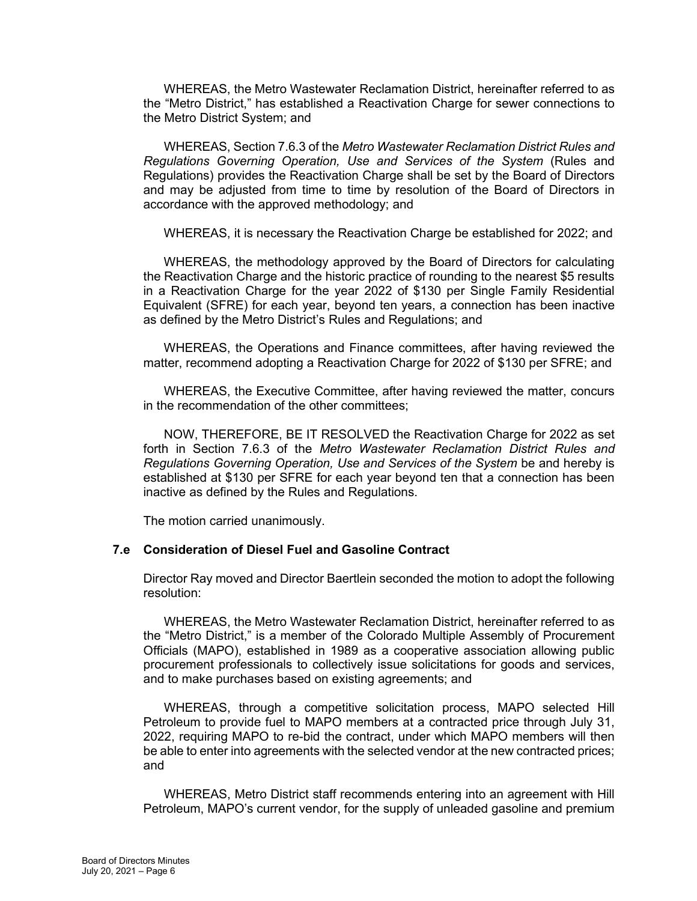WHEREAS, the Metro Wastewater Reclamation District, hereinafter referred to as the "Metro District," has established a Reactivation Charge for sewer connections to the Metro District System; and

WHEREAS, Section 7.6.3 of the *Metro Wastewater Reclamation District Rules and Regulations Governing Operation, Use and Services of the System* (Rules and Regulations) provides the Reactivation Charge shall be set by the Board of Directors and may be adjusted from time to time by resolution of the Board of Directors in accordance with the approved methodology; and

WHEREAS, it is necessary the Reactivation Charge be established for 2022; and

WHEREAS, the methodology approved by the Board of Directors for calculating the Reactivation Charge and the historic practice of rounding to the nearest $5 results in a Reactivation Charge for the year 2022 of $130 per Single Family Residential Equivalent (SFRE) for each year, beyond ten years, a connection has been inactive as defined by the Metro District's Rules and Regulations; and

WHEREAS, the Operations and Finance committees, after having reviewed the matter, recommend adopting a Reactivation Charge for 2022 of $130 per SFRE; and

WHEREAS, the Executive Committee, after having reviewed the matter, concurs in the recommendation of the other committees;

NOW, THEREFORE, BE IT RESOLVED the Reactivation Charge for 2022 as set forth in Section 7.6.3 of the *Metro Wastewater Reclamation District Rules and Regulations Governing Operation, Use and Services of the System* be and hereby is established at $130 per SFRE for each year beyond ten that a connection has been inactive as defined by the Rules and Regulations.

The motion carried unanimously.

### 7.e Consideration of Diesel Fuel and Gasoline Contract

Director Ray moved and Director Baertlein seconded the motion to adopt the following resolution:

WHEREAS, the Metro Wastewater Reclamation District, hereinafter referred to as the "Metro District," is a member of the Colorado Multiple Assembly of Procurement Officials (MAPO), established in 1989 as a cooperative association allowing public procurement professionals to collectively issue solicitations for goods and services, and to make purchases based on existing agreements; and

WHEREAS, through a competitive solicitation process, MAPO selected Hill Petroleum to provide fuel to MAPO members at a contracted price through July 31, 2022, requiring MAPO to re-bid the contract, under which MAPO members will then be able to enter into agreements with the selected vendor at the new contracted prices; and

WHEREAS, Metro District staff recommends entering into an agreement with Hill Petroleum, MAPO's current vendor, for the supply of unleaded gasoline and premium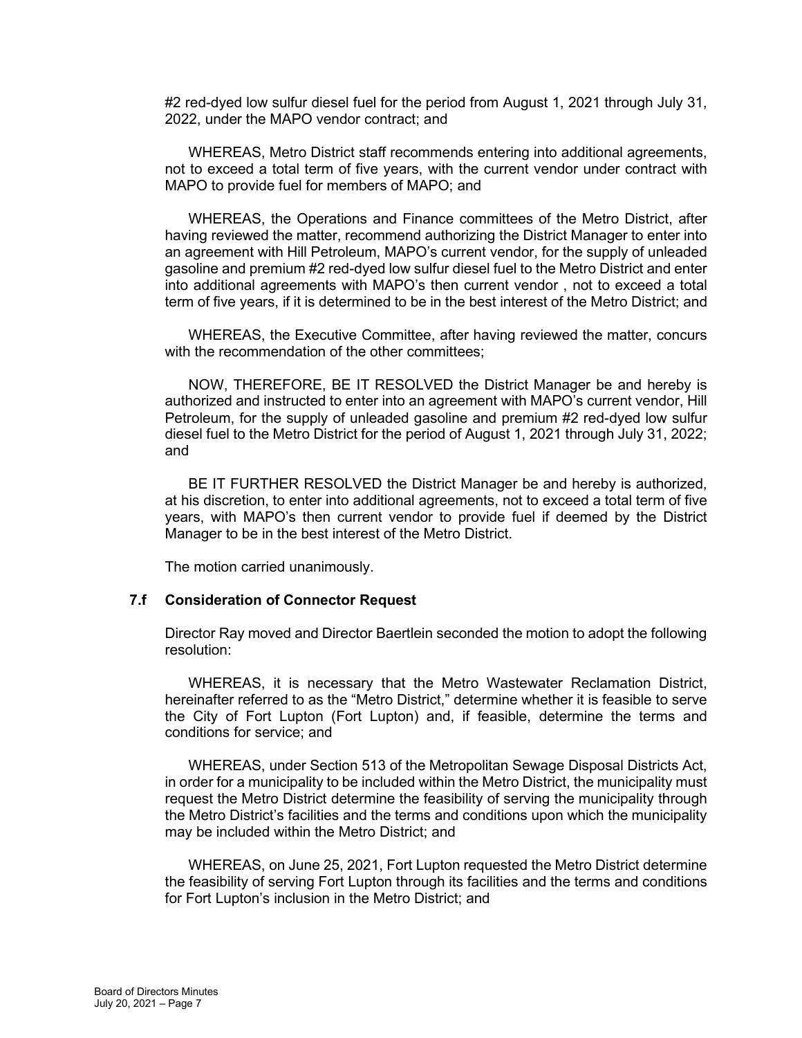#2 red-dyed low sulfur diesel fuel for the period from August 1, 2021 through July 31, 2022, under the MAPO vendor contract; and

WHEREAS, Metro District staff recommends entering into additional agreements, not to exceed a total term of five years, with the current vendor under contract with MAPO to provide fuel for members of MAPO; and

WHEREAS, the Operations and Finance committees of the Metro District, after having reviewed the matter, recommend authorizing the District Manager to enter into an agreement with Hill Petroleum, MAPO's current vendor, for the supply of unleaded gasoline and premium #2 red-dyed low sulfur diesel fuel to the Metro District and enter into additional agreements with MAPO's then current vendor , not to exceed a total term of five years, if it is determined to be in the best interest of the Metro District; and

WHEREAS, the Executive Committee, after having reviewed the matter, concurs with the recommendation of the other committees;

NOW, THEREFORE, BE IT RESOLVED the District Manager be and hereby is authorized and instructed to enter into an agreement with MAPO's current vendor, Hill Petroleum, for the supply of unleaded gasoline and premium #2 red-dyed low sulfur diesel fuel to the Metro District for the period of August 1, 2021 through July 31, 2022; and

BE IT FURTHER RESOLVED the District Manager be and hereby is authorized, at his discretion, to enter into additional agreements, not to exceed a total term of five years, with MAPO's then current vendor to provide fuel if deemed by the District Manager to be in the best interest of the Metro District.

The motion carried unanimously.

### 7.f Consideration of Connector Request

Director Ray moved and Director Baertlein seconded the motion to adopt the following resolution:

WHEREAS, it is necessary that the Metro Wastewater Reclamation District, hereinafter referred to as the "Metro District," determine whether it is feasible to serve the City of Fort Lupton (Fort Lupton) and, if feasible, determine the terms and conditions for service; and

WHEREAS, under Section 513 of the Metropolitan Sewage Disposal Districts Act, in order for a municipality to be included within the Metro District, the municipality must request the Metro District determine the feasibility of serving the municipality through the Metro District's facilities and the terms and conditions upon which the municipality may be included within the Metro District; and

WHEREAS, on June 25, 2021, Fort Lupton requested the Metro District determine the feasibility of serving Fort Lupton through its facilities and the terms and conditions for Fort Lupton's inclusion in the Metro District; and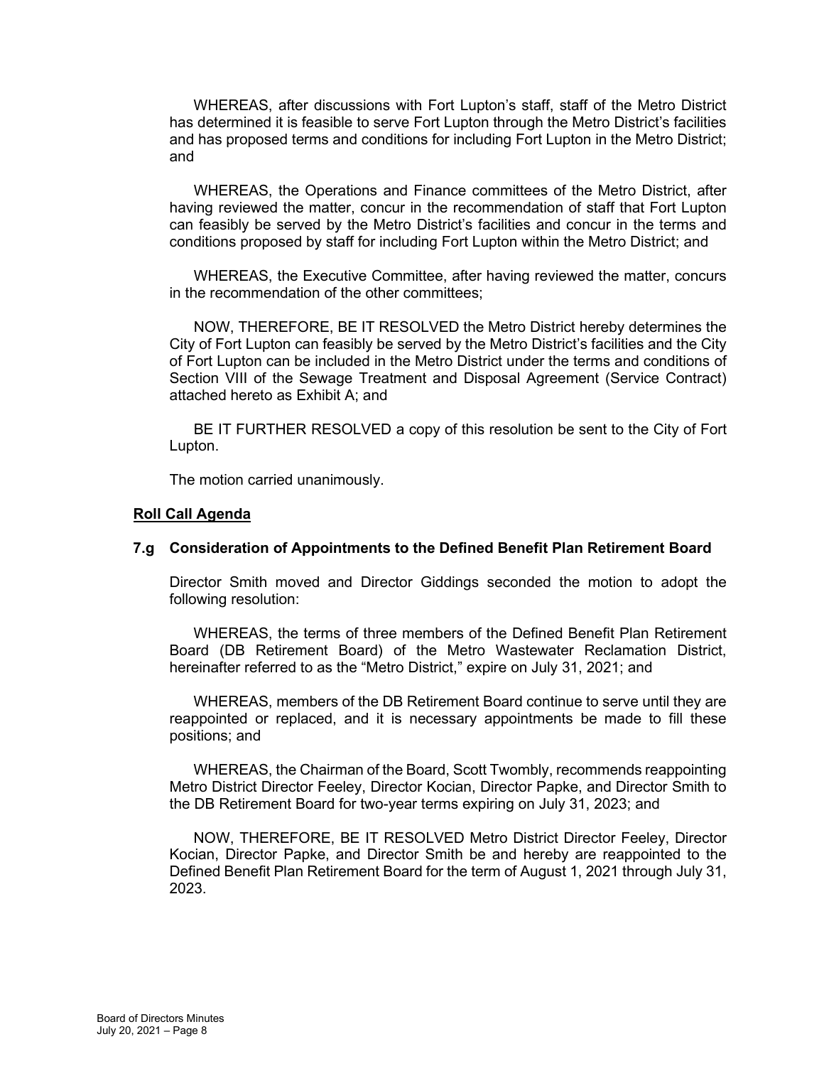WHEREAS, after discussions with Fort Lupton's staff, staff of the Metro District has determined it is feasible to serve Fort Lupton through the Metro District's facilities and has proposed terms and conditions for including Fort Lupton in the Metro District; and

WHEREAS, the Operations and Finance committees of the Metro District, after having reviewed the matter, concur in the recommendation of staff that Fort Lupton can feasibly be served by the Metro District's facilities and concur in the terms and conditions proposed by staff for including Fort Lupton within the Metro District; and

WHEREAS, the Executive Committee, after having reviewed the matter, concurs in the recommendation of the other committees;

NOW, THEREFORE, BE IT RESOLVED the Metro District hereby determines the City of Fort Lupton can feasibly be served by the Metro District's facilities and the City of Fort Lupton can be included in the Metro District under the terms and conditions of Section VIII of the Sewage Treatment and Disposal Agreement (Service Contract) attached hereto as Exhibit A; and

BE IT FURTHER RESOLVED a copy of this resolution be sent to the City of Fort Lupton.

The motion carried unanimously.

**Roll Call Agenda**

### 7.g Consideration of Appointments to the Defined Benefit Plan Retirement Board

Director Smith moved and Director Giddings seconded the motion to adopt the following resolution:

WHEREAS, the terms of three members of the Defined Benefit Plan Retirement Board (DB Retirement Board) of the Metro Wastewater Reclamation District, hereinafter referred to as the "Metro District," expire on July 31, 2021; and

WHEREAS, members of the DB Retirement Board continue to serve until they are reappointed or replaced, and it is necessary appointments be made to fill these positions; and

WHEREAS, the Chairman of the Board, Scott Twombly, recommends reappointing Metro District Director Feeley, Director Kocian, Director Papke, and Director Smith to the DB Retirement Board for two-year terms expiring on July 31, 2023; and

NOW, THEREFORE, BE IT RESOLVED Metro District Director Feeley, Director Kocian, Director Papke, and Director Smith be and hereby are reappointed to the Defined Benefit Plan Retirement Board for the term of August 1, 2021 through July 31, 2023.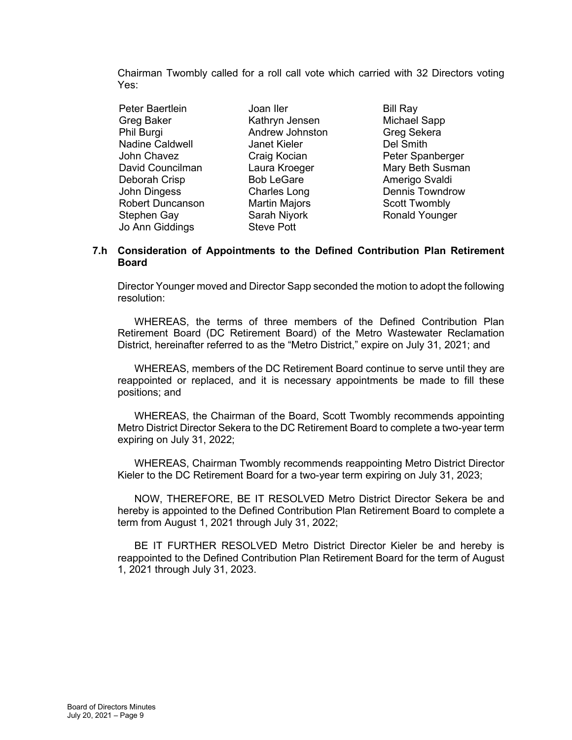Chairman Twombly called for a roll call vote which carried with 32 Directors voting Yes:

| | | |
|---|---|---|
| Peter Baertlein | Joan Iler | Bill Ray |
| Greg Baker | Kathryn Jensen | Michael Sapp |
| Phil Burgi | Andrew Johnston | Greg Sekera |
| Nadine Caldwell | Janet Kieler | Del Smith |
| John Chavez | Craig Kocian | Peter Spanberger |
| David Councilman | Laura Kroeger | Mary Beth Susman |
| Deborah Crisp | Bob LeGare | Amerigo Svaldi |
| John Dingess | Charles Long | Dennis Towndrow |
| Robert Duncanson | Martin Majors | Scott Twombly |
| Stephen Gay | Sarah Niyork | Ronald Younger |
| Jo Ann Giddings | Steve Pott | |

### 7.h Consideration of Appointments to the Defined Contribution Plan Retirement Board

Director Younger moved and Director Sapp seconded the motion to adopt the following resolution:

WHEREAS, the terms of three members of the Defined Contribution Plan Retirement Board (DC Retirement Board) of the Metro Wastewater Reclamation District, hereinafter referred to as the "Metro District," expire on July 31, 2021; and

WHEREAS, members of the DC Retirement Board continue to serve until they are reappointed or replaced, and it is necessary appointments be made to fill these positions; and

WHEREAS, the Chairman of the Board, Scott Twombly recommends appointing Metro District Director Sekera to the DC Retirement Board to complete a two-year term expiring on July 31, 2022;

WHEREAS, Chairman Twombly recommends reappointing Metro District Director Kieler to the DC Retirement Board for a two-year term expiring on July 31, 2023;

NOW, THEREFORE, BE IT RESOLVED Metro District Director Sekera be and hereby is appointed to the Defined Contribution Plan Retirement Board to complete a term from August 1, 2021 through July 31, 2022;

BE IT FURTHER RESOLVED Metro District Director Kieler be and hereby is reappointed to the Defined Contribution Plan Retirement Board for the term of August 1, 2021 through July 31, 2023.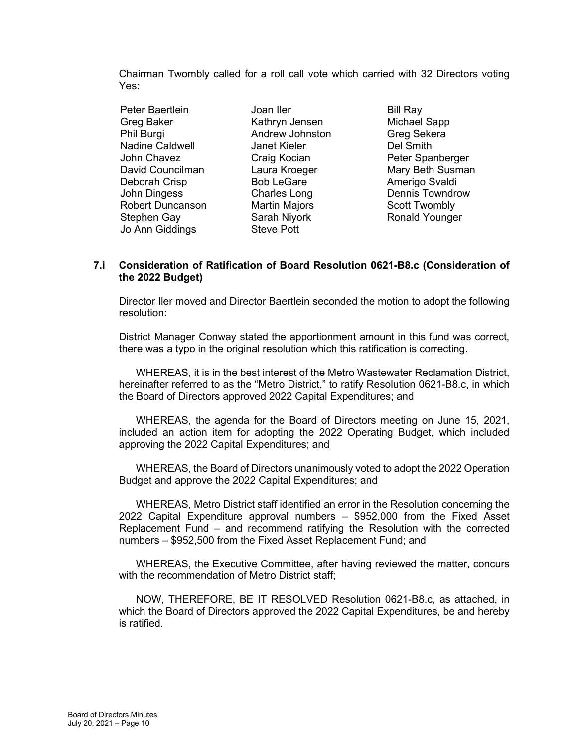Chairman Twombly called for a roll call vote which carried with 32 Directors voting Yes:

| | | |
|---|---|---|
| Peter Baertlein | Joan Iler | Bill Ray |
| Greg Baker | Kathryn Jensen | Michael Sapp |
| Phil Burgi | Andrew Johnston | Greg Sekera |
| Nadine Caldwell | Janet Kieler | Del Smith |
| John Chavez | Craig Kocian | Peter Spanberger |
| David Councilman | Laura Kroeger | Mary Beth Susman |
| Deborah Crisp | Bob LeGare | Amerigo Svaldi |
| John Dingess | Charles Long | Dennis Towndrow |
| Robert Duncanson | Martin Majors | Scott Twombly |
| Stephen Gay | Sarah Niyork | Ronald Younger |
| Jo Ann Giddings | Steve Pott | |

### 7.i Consideration of Ratification of Board Resolution 0621-B8.c (Consideration of the 2022 Budget)

Director Iler moved and Director Baertlein seconded the motion to adopt the following resolution:

District Manager Conway stated the apportionment amount in this fund was correct, there was a typo in the original resolution which this ratification is correcting.

WHEREAS, it is in the best interest of the Metro Wastewater Reclamation District, hereinafter referred to as the "Metro District," to ratify Resolution 0621-B8.c, in which the Board of Directors approved 2022 Capital Expenditures; and

WHEREAS, the agenda for the Board of Directors meeting on June 15, 2021, included an action item for adopting the 2022 Operating Budget, which included approving the 2022 Capital Expenditures; and

WHEREAS, the Board of Directors unanimously voted to adopt the 2022 Operation Budget and approve the 2022 Capital Expenditures; and

WHEREAS, Metro District staff identified an error in the Resolution concerning the 2022 Capital Expenditure approval numbers – $952,000 from the Fixed Asset Replacement Fund – and recommend ratifying the Resolution with the corrected numbers – $952,500 from the Fixed Asset Replacement Fund; and

WHEREAS, the Executive Committee, after having reviewed the matter, concurs with the recommendation of Metro District staff;

NOW, THEREFORE, BE IT RESOLVED Resolution 0621-B8.c, as attached, in which the Board of Directors approved the 2022 Capital Expenditures, be and hereby is ratified.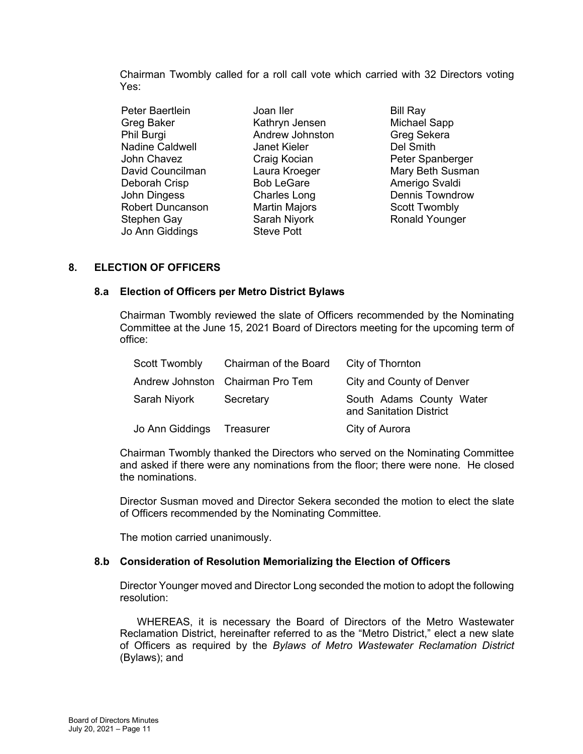Chairman Twombly called for a roll call vote which carried with 32 Directors voting Yes:

| | | |
|---|---|---|
| Peter Baertlein | Joan Iler | Bill Ray |
| Greg Baker | Kathryn Jensen | Michael Sapp |
| Phil Burgi | Andrew Johnston | Greg Sekera |
| Nadine Caldwell | Janet Kieler | Del Smith |
| John Chavez | Craig Kocian | Peter Spanberger |
| David Councilman | Laura Kroeger | Mary Beth Susman |
| Deborah Crisp | Bob LeGare | Amerigo Svaldi |
| John Dingess | Charles Long | Dennis Towndrow |
| Robert Duncanson | Martin Majors | Scott Twombly |
| Stephen Gay | Sarah Niyork | Ronald Younger |
| Jo Ann Giddings | Steve Pott | |

## 8. ELECTION OF OFFICERS

### 8.a Election of Officers per Metro District Bylaws

Chairman Twombly reviewed the slate of Officers recommended by the Nominating Committee at the June 15, 2021 Board of Directors meeting for the upcoming term of office:

| | | |
|---|---|---|
| Scott Twombly | Chairman of the Board | City of Thornton |
| Andrew Johnston | Chairman Pro Tem | City and County of Denver |
| Sarah Niyork | Secretary | South Adams County Water and Sanitation District |
| Jo Ann Giddings | Treasurer | City of Aurora |

Chairman Twombly thanked the Directors who served on the Nominating Committee and asked if there were any nominations from the floor; there were none. He closed the nominations.

Director Susman moved and Director Sekera seconded the motion to elect the slate of Officers recommended by the Nominating Committee.

The motion carried unanimously.

### 8.b Consideration of Resolution Memorializing the Election of Officers

Director Younger moved and Director Long seconded the motion to adopt the following resolution:

WHEREAS, it is necessary the Board of Directors of the Metro Wastewater Reclamation District, hereinafter referred to as the "Metro District," elect a new slate of Officers as required by the *Bylaws of Metro Wastewater Reclamation District* (Bylaws); and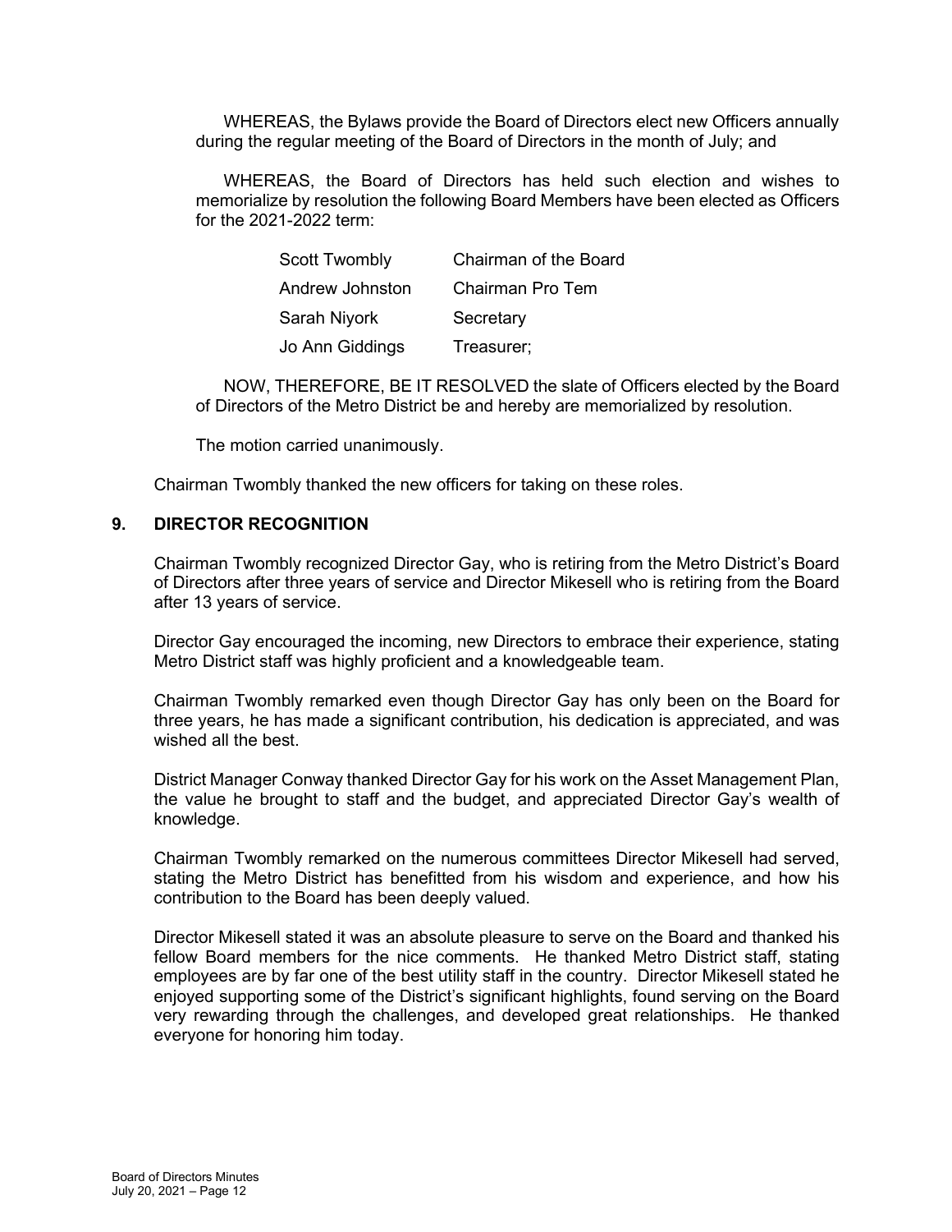WHEREAS, the Bylaws provide the Board of Directors elect new Officers annually during the regular meeting of the Board of Directors in the month of July; and

WHEREAS, the Board of Directors has held such election and wishes to memorialize by resolution the following Board Members have been elected as Officers for the 2021-2022 term:

| | |
|---|---|
| Scott Twombly | Chairman of the Board |
| Andrew Johnston | Chairman Pro Tem |
| Sarah Niyork | Secretary |
| Jo Ann Giddings | Treasurer; |

NOW, THEREFORE, BE IT RESOLVED the slate of Officers elected by the Board of Directors of the Metro District be and hereby are memorialized by resolution.

The motion carried unanimously.

Chairman Twombly thanked the new officers for taking on these roles.

## 9. DIRECTOR RECOGNITION

Chairman Twombly recognized Director Gay, who is retiring from the Metro District's Board of Directors after three years of service and Director Mikesell who is retiring from the Board after 13 years of service.

Director Gay encouraged the incoming, new Directors to embrace their experience, stating Metro District staff was highly proficient and a knowledgeable team.

Chairman Twombly remarked even though Director Gay has only been on the Board for three years, he has made a significant contribution, his dedication is appreciated, and was wished all the best.

District Manager Conway thanked Director Gay for his work on the Asset Management Plan, the value he brought to staff and the budget, and appreciated Director Gay's wealth of knowledge.

Chairman Twombly remarked on the numerous committees Director Mikesell had served, stating the Metro District has benefitted from his wisdom and experience, and how his contribution to the Board has been deeply valued.

Director Mikesell stated it was an absolute pleasure to serve on the Board and thanked his fellow Board members for the nice comments. He thanked Metro District staff, stating employees are by far one of the best utility staff in the country. Director Mikesell stated he enjoyed supporting some of the District's significant highlights, found serving on the Board very rewarding through the challenges, and developed great relationships. He thanked everyone for honoring him today.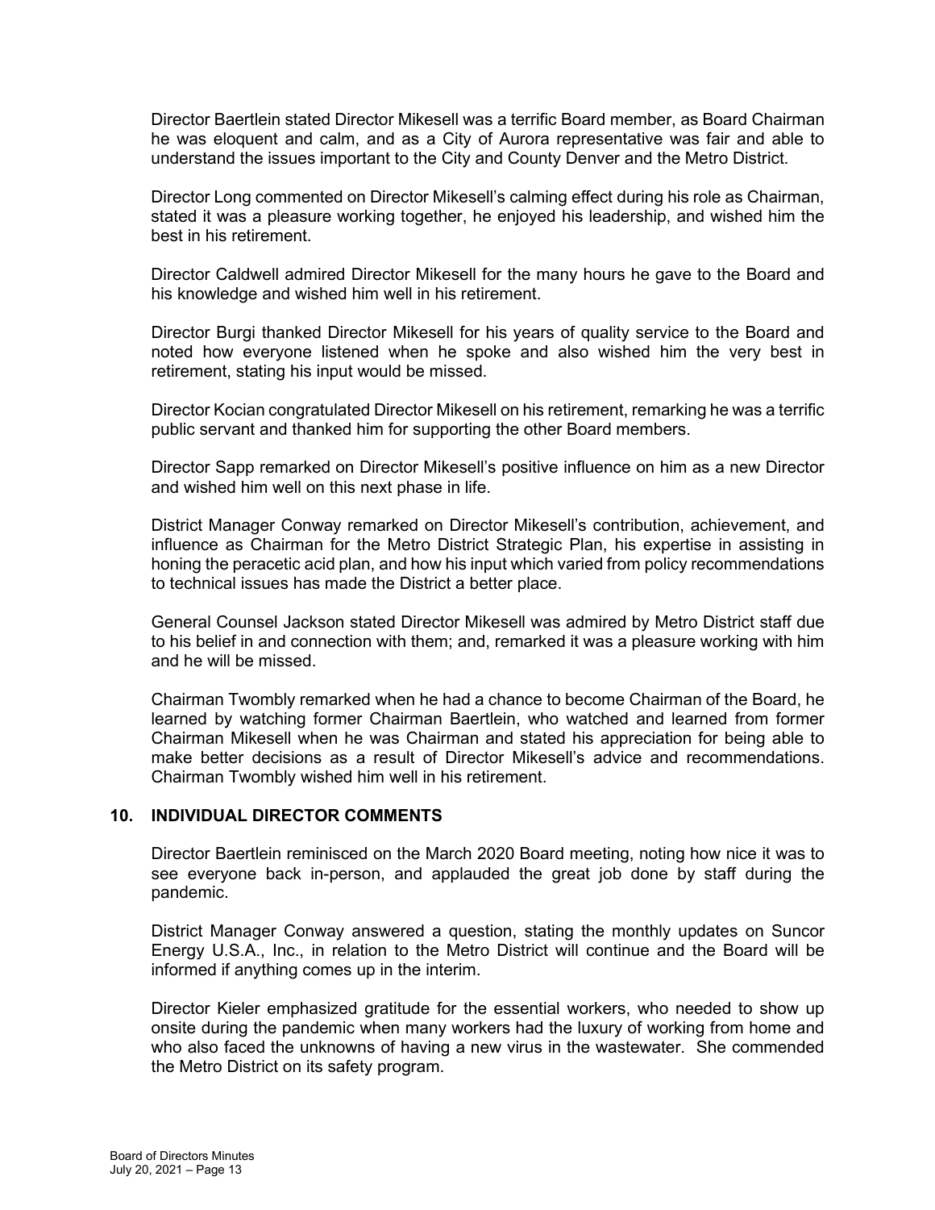Director Baertlein stated Director Mikesell was a terrific Board member, as Board Chairman he was eloquent and calm, and as a City of Aurora representative was fair and able to understand the issues important to the City and County Denver and the Metro District.

Director Long commented on Director Mikesell's calming effect during his role as Chairman, stated it was a pleasure working together, he enjoyed his leadership, and wished him the best in his retirement.

Director Caldwell admired Director Mikesell for the many hours he gave to the Board and his knowledge and wished him well in his retirement.

Director Burgi thanked Director Mikesell for his years of quality service to the Board and noted how everyone listened when he spoke and also wished him the very best in retirement, stating his input would be missed.

Director Kocian congratulated Director Mikesell on his retirement, remarking he was a terrific public servant and thanked him for supporting the other Board members.

Director Sapp remarked on Director Mikesell's positive influence on him as a new Director and wished him well on this next phase in life.

District Manager Conway remarked on Director Mikesell's contribution, achievement, and influence as Chairman for the Metro District Strategic Plan, his expertise in assisting in honing the peracetic acid plan, and how his input which varied from policy recommendations to technical issues has made the District a better place.

General Counsel Jackson stated Director Mikesell was admired by Metro District staff due to his belief in and connection with them; and, remarked it was a pleasure working with him and he will be missed.

Chairman Twombly remarked when he had a chance to become Chairman of the Board, he learned by watching former Chairman Baertlein, who watched and learned from former Chairman Mikesell when he was Chairman and stated his appreciation for being able to make better decisions as a result of Director Mikesell's advice and recommendations. Chairman Twombly wished him well in his retirement.

## 10. INDIVIDUAL DIRECTOR COMMENTS

Director Baertlein reminisced on the March 2020 Board meeting, noting how nice it was to see everyone back in-person, and applauded the great job done by staff during the pandemic.

District Manager Conway answered a question, stating the monthly updates on Suncor Energy U.S.A., Inc., in relation to the Metro District will continue and the Board will be informed if anything comes up in the interim.

Director Kieler emphasized gratitude for the essential workers, who needed to show up onsite during the pandemic when many workers had the luxury of working from home and who also faced the unknowns of having a new virus in the wastewater. She commended the Metro District on its safety program.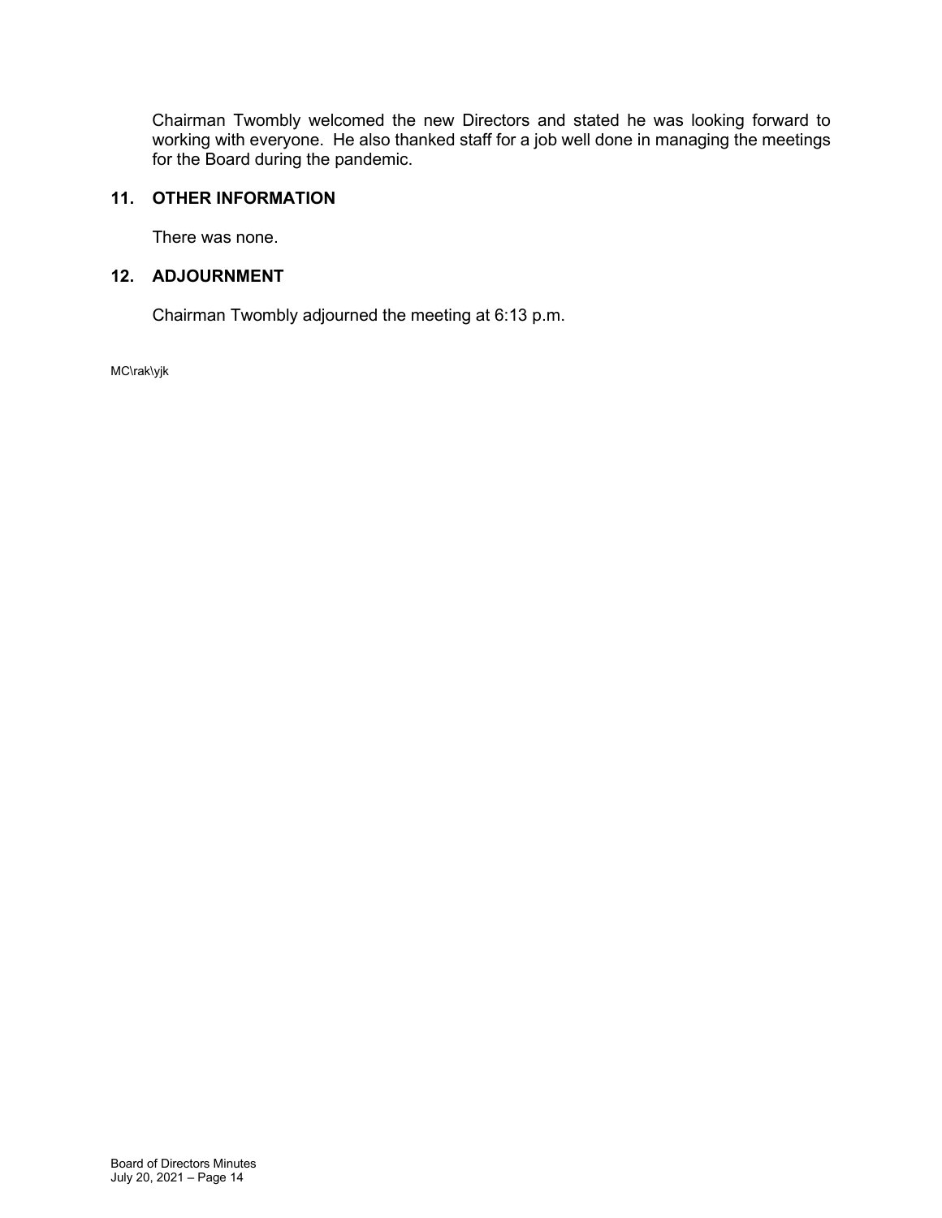Chairman Twombly welcomed the new Directors and stated he was looking forward to working with everyone. He also thanked staff for a job well done in managing the meetings for the Board during the pandemic.

## 11. OTHER INFORMATION

There was none.

## 12. ADJOURNMENT

Chairman Twombly adjourned the meeting at 6:13 p.m.

MC\rak\yjk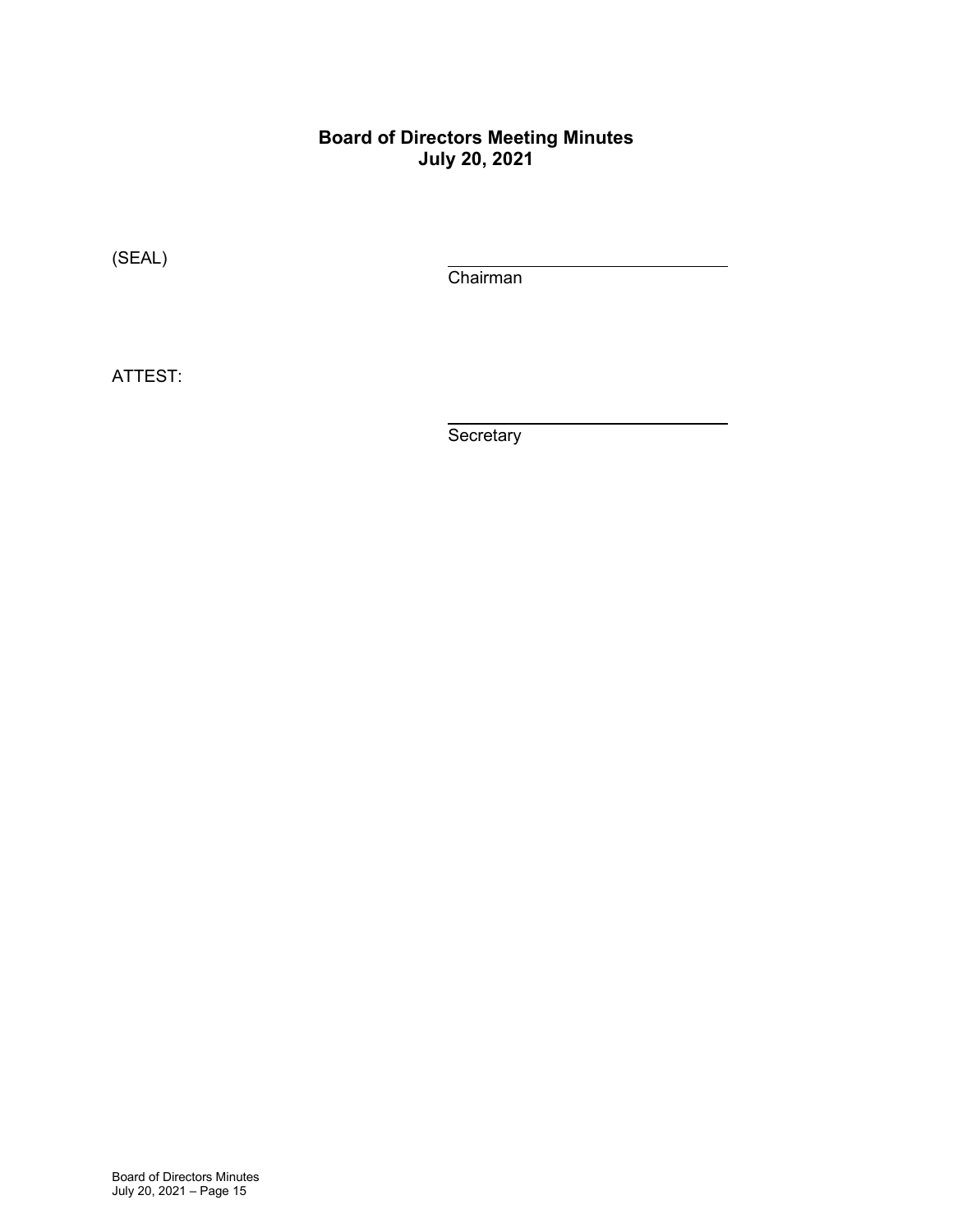**Board of Directors Meeting Minutes**
**July 20, 2021**

(SEAL)

\_\_\_\_\_\_\_\_\_\_\_\_\_\_\_\_\_\_\_\_\_\_\_\_\_\_\_\_\_\_
Chairman

ATTEST:

\_\_\_\_\_\_\_\_\_\_\_\_\_\_\_\_\_\_\_\_\_\_\_\_\_\_\_\_\_\_
Secretary